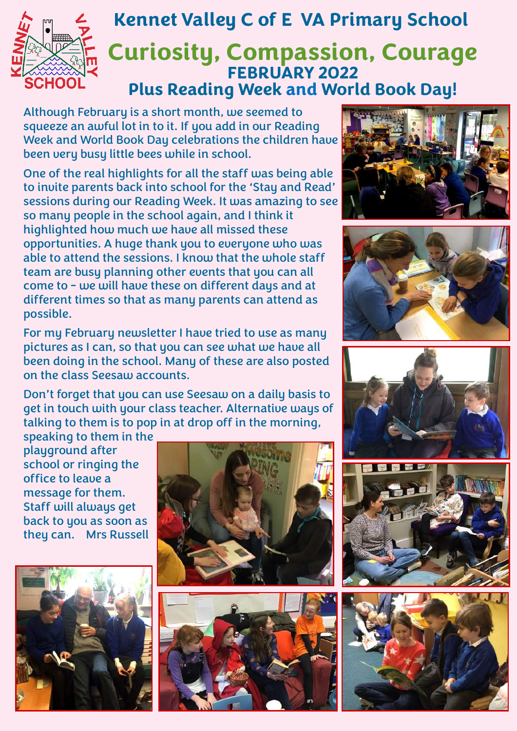# Kennet Valley C of E VA Primary School

## Curiosity, Compassion, Courage

## FEBRUARY 2022

## Plus Reading Week and World Book Day!

Although February is a short month, we seemed to squeeze an awful lot in to it. If you add in our Reading Week and World Book Day celebrations the children have been very busy little bees while in school.

One of the real highlights for all the staff was being able to invite parents back into school for the 'Stay and Read' sessions during our Reading Week. It was amazing to see so many people in the school again, and I think it highlighted how much we have all missed these opportunities. A huge thank you to everyone who was able to attend the sessions. I know that the whole staff team are busy planning other events that you can all come to - we will have these on different days and at different times so that as many parents can attend as possible.

For my February newsletter I have tried to use as many pictures as I can, so that you can see what we have all been doing in the school. Many of these are also posted on the class Seesaw accounts.

Don't forget that you can use Seesaw on a daily basis to get in touch with your class teacher. Alternative ways of talking to them is to pop in at drop off in the morning, speaking to them in the playground after school or ringing the office to leave a message for them. Staff will always get back to you as soon as they can. Mrs Russell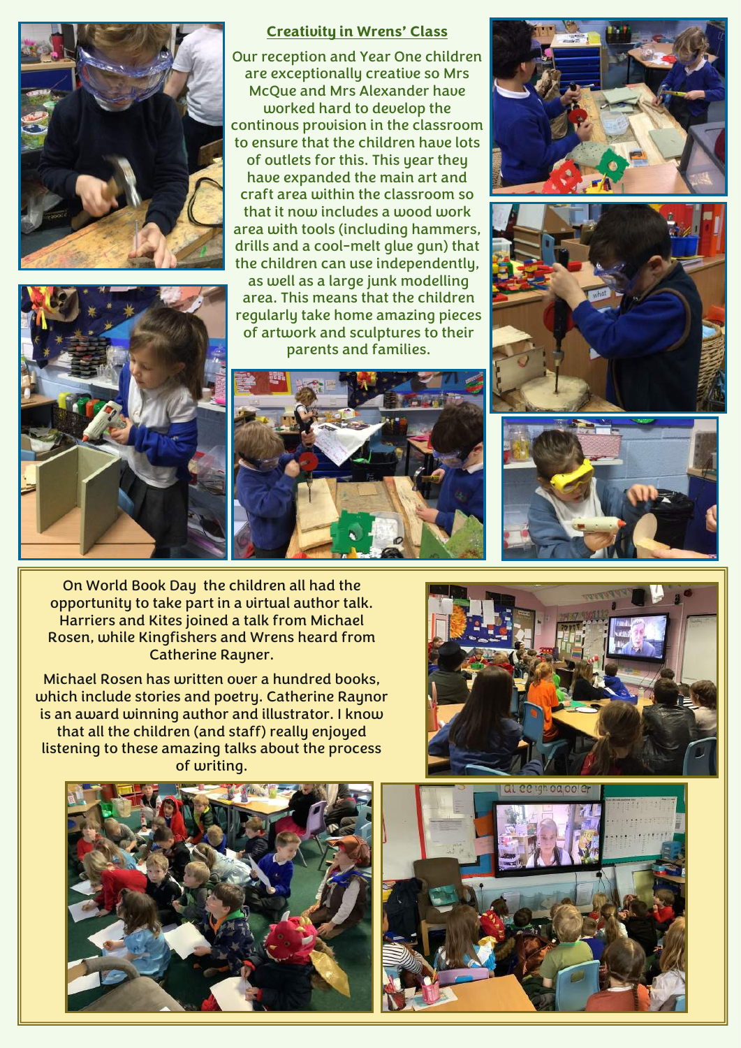## Creativity in Wrens' Class

Our reception and Year One children are exceptionally creative so Mrs McQue and Mrs Alexander have worked hard to develop the continous provision in the classroom to ensure that the children have lots of outlets for this. This year they have expanded the main art and craft area within the classroom so that it now includes a wood work area with tools (including hammers, drills and a cool-melt glue gun) that the children can use independently, as well as a large junk modelling area. This means that the children regularly take home amazing pieces of artwork and sculptures to their parents and families.

On World Book Day the children all had the opportunity to take part in a virtual author talk. Harriers and Kites joined a talk from Michael Rosen, while Kingfishers and Wrens heard from Catherine Rayner.

Michael Rosen has written over a hundred books, which include stories and poetry. Catherine Raynor is an award winning author and illustrator. I know that all the children (and staff) really enjoyed listening to these amazing talks about the process of writing.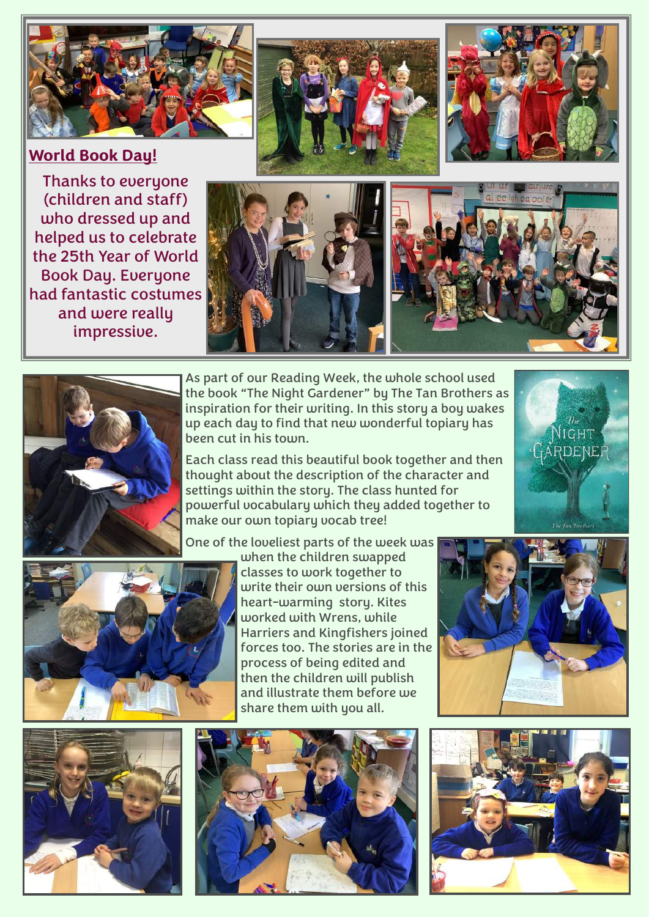## World Book Day!

Thanks to everyone (children and staff) who dressed up and helped us to celebrate the 25th Year of World Book Day. Everyone had fantastic costumes and were really impressive.

As part of our Reading Week, the whole school used the book "The Night Gardener" by The Tan Brothers as inspiration for their writing. In this story a boy wakes up each day to find that new wonderful topiary has been cut in his town.

Each class read this beautiful book together and then thought about the description of the character and settings within the story. The class hunted for powerful vocabulary which they added together to make our own topiary vocab tree!

One of the loveliest parts of the week was when the children swapped classes to work together to write their own versions of this heart-warming story. Kites worked with Wrens, while Harriers and Kingfishers joined forces too. The stories are in the process of being edited and then the children will publish and illustrate them before we share them with you all.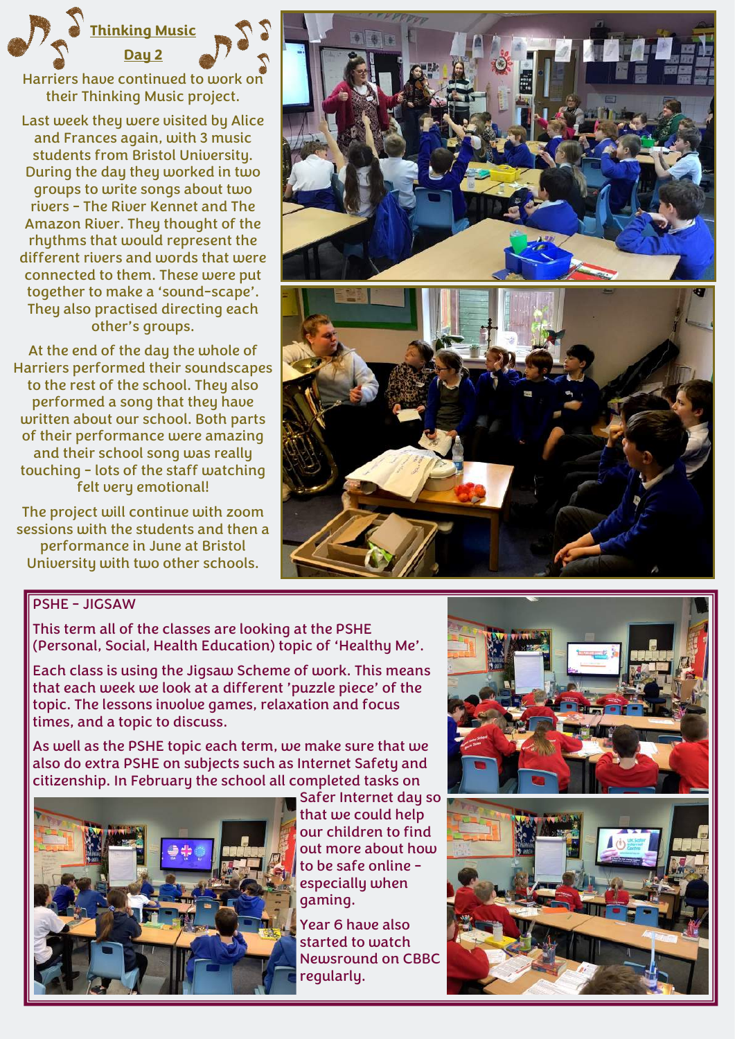## Thinking Music

### Day 2

Harriers have continued to work on their Thinking Music project.

Last week they were visited by Alice and Frances again, with 3 music students from Bristol University. During the day they worked in two groups to write songs about two rivers - The River Kennet and The Amazon River. They thought of the rhythms that would represent the different rivers and words that were connected to them. These were put together to make a 'sound-scape'. They also practised directing each other's groups.

At the end of the day the whole of Harriers performed their soundscapes to the rest of the school. They also performed a song that they have written about our school. Both parts of their performance were amazing and their school song was really touching - lots of the staff watching felt very emotional!

The project will continue with zoom sessions with the students and then a performance in June at Bristol University with two other schools.

## PSHE - JIGSAW

This term all of the classes are looking at the PSHE (Personal, Social, Health Education) topic of 'Healthy Me'.

Each class is using the Jigsaw Scheme of work. This means that each week we look at a different 'puzzle piece' of the topic. The lessons involve games, relaxation and focus times, and a topic to discuss.

As well as the PSHE topic each term, we make sure that we also do extra PSHE on subjects such as Internet Safety and citizenship. In February the school all completed tasks on Safer Internet day so that we could help our children to find out more about how to be safe online - especially when gaming.

Year 6 have also started to watch Newsround on CBBC regularly.